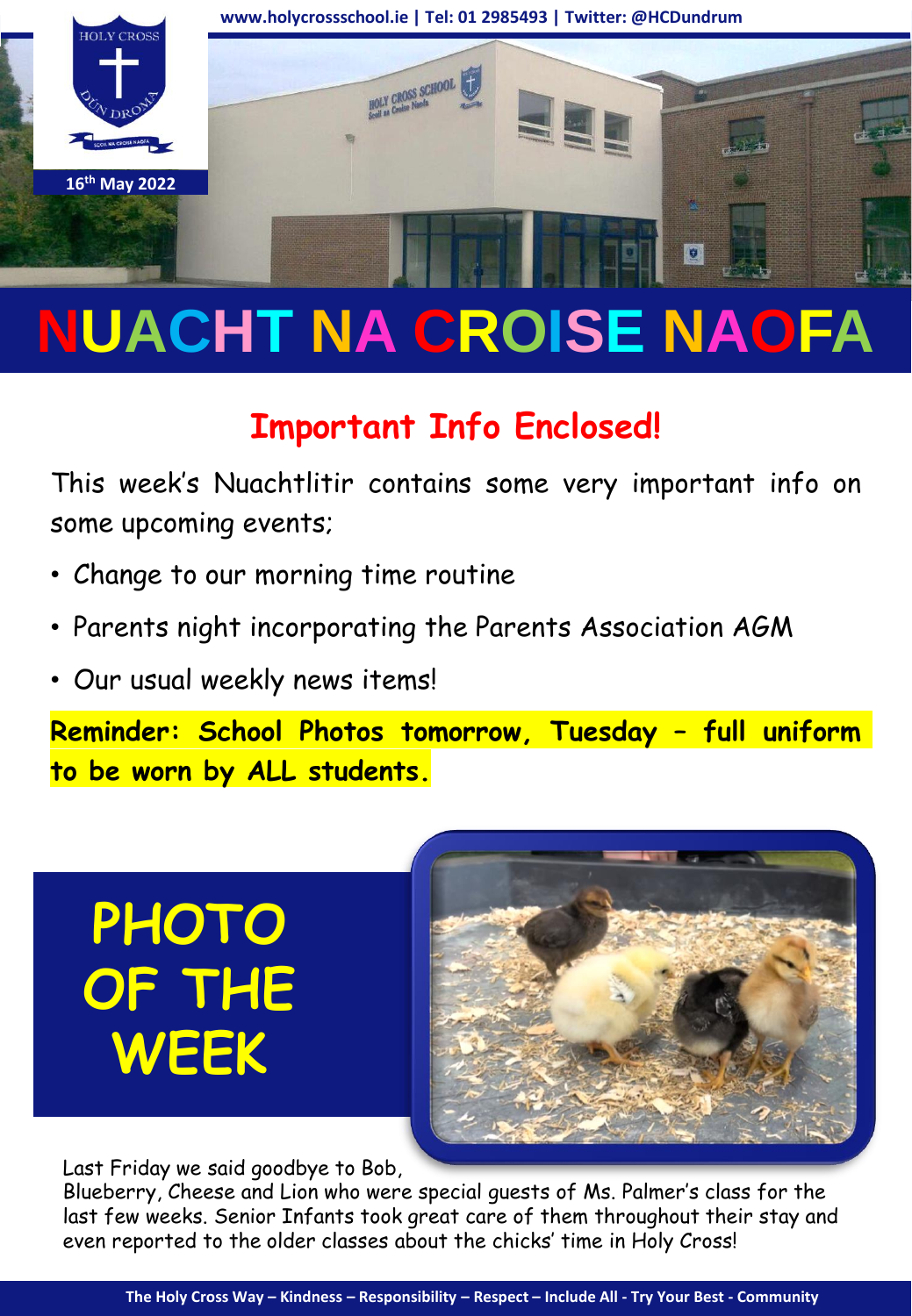www.holycrossschool.ie | Tel: 01 2985493 | Twitter: @HCDundrum

16th May 2022

# NUACHT NA CROISE NAOFA

## Important Info Enclosed!

This week's Nuachtlitir contains some very important info on some upcoming events;

- Change to our morning time routine
- Parents night incorporating the Parents Association AGM
- Our usual weekly news items!

**Reminder: School Photos tomorrow, Tuesday – full uniform to be worn by ALL students.**

## PHOTO OF THE WEEK

Last Friday we said goodbye to Bob, Blueberry, Cheese and Lion who were special guests of Ms. Palmer's class for the last few weeks. Senior Infants took great care of them throughout their stay and even reported to the older classes about the chicks' time in Holy Cross!

The Holy Cross Way – Kindness – Responsibility – Respect – Include All - Try Your Best - Community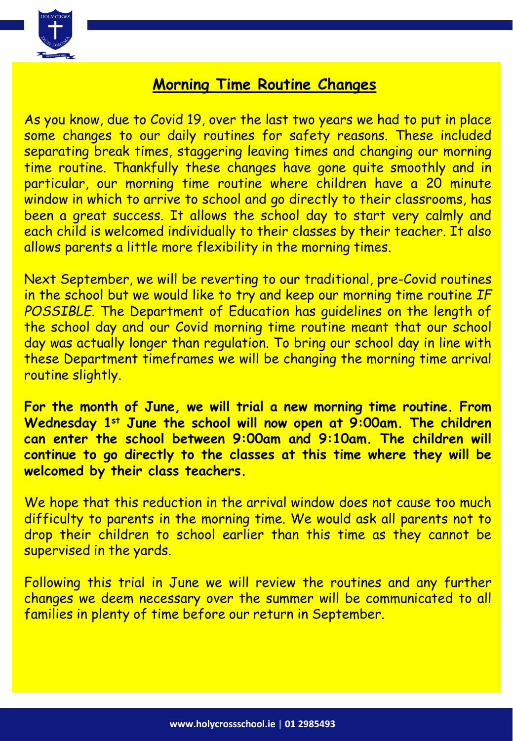## **Morning Time Routine Changes**

As you know, due to Covid 19, over the last two years we had to put in place some changes to our daily routines for safety reasons. These included separating break times, staggering leaving times and changing our morning time routine. Thankfully these changes have gone quite smoothly and in particular, our morning time routine where children have a 20 minute window in which to arrive to school and go directly to their classrooms, has been a great success. It allows the school day to start very calmly and each child is welcomed individually to their classes by their teacher. It also allows parents a little more flexibility in the morning times.

Next September, we will be reverting to our traditional, pre-Covid routines in the school but we would like to try and keep our morning time routine *IF POSSIBLE*. The Department of Education has guidelines on the length of the school day and our Covid morning time routine meant that our school day was actually longer than regulation. To bring our school day in line with these Department timeframes we will be changing the morning time arrival routine slightly.

**For the month of June, we will trial a new morning time routine. From Wednesday 1st June the school will now open at 9:00am. The children can enter the school between 9:00am and 9:10am. The children will continue to go directly to the classes at this time where they will be welcomed by their class teachers.**

We hope that this reduction in the arrival window does not cause too much difficulty to parents in the morning time. We would ask all parents not to drop their children to school earlier than this time as they cannot be supervised in the yards.

Following this trial in June we will review the routines and any further changes we deem necessary over the summer will be communicated to all families in plenty of time before our return in September.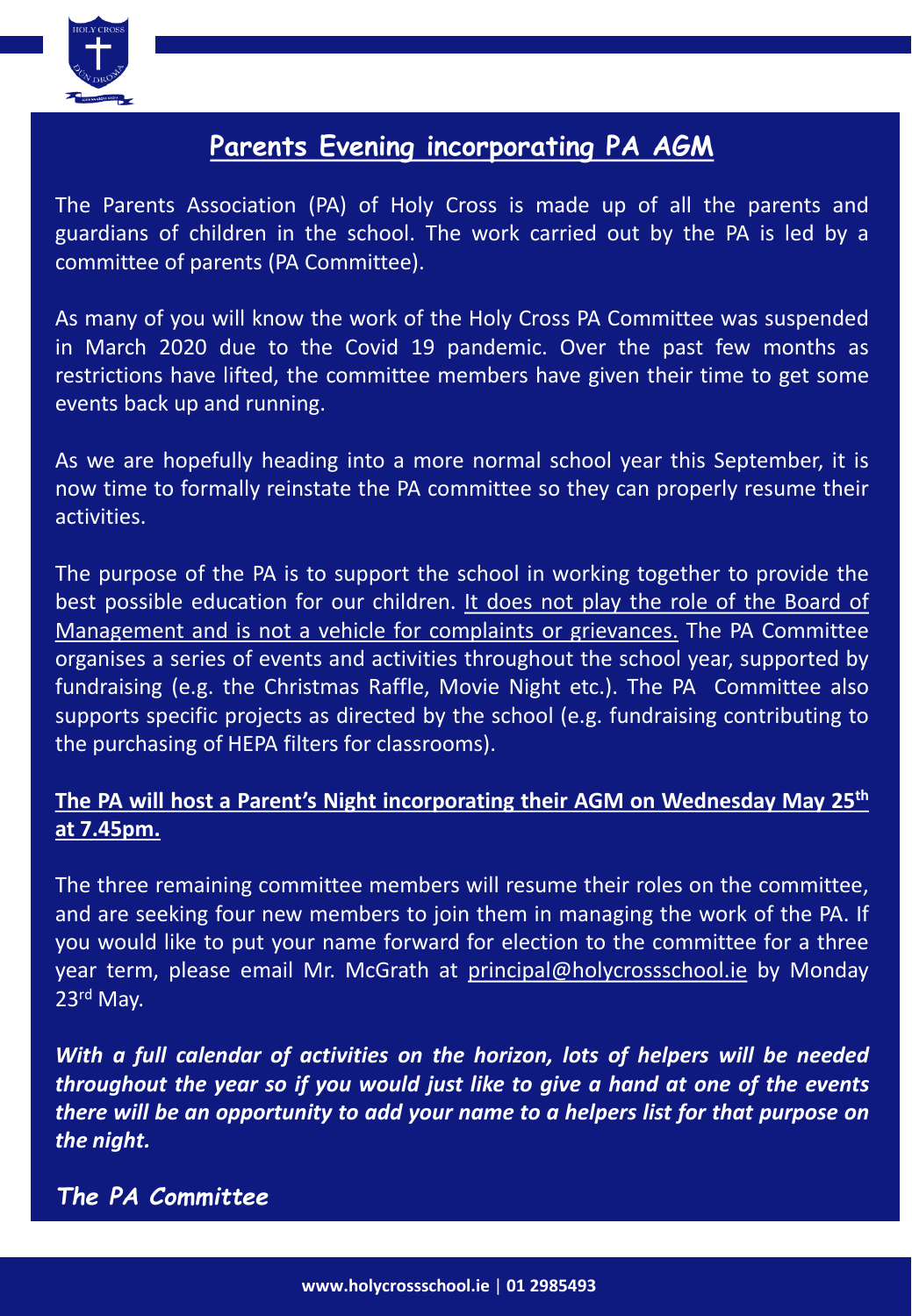# Parents Evening incorporating PA AGM

The Parents Association (PA) of Holy Cross is made up of all the parents and guardians of children in the school. The work carried out by the PA is led by a committee of parents (PA Committee).

As many of you will know the work of the Holy Cross PA Committee was suspended in March 2020 due to the Covid 19 pandemic. Over the past few months as restrictions have lifted, the committee members have given their time to get some events back up and running.

As we are hopefully heading into a more normal school year this September, it is now time to formally reinstate the PA committee so they can properly resume their activities.

The purpose of the PA is to support the school in working together to provide the best possible education for our children. It does not play the role of the Board of Management and is not a vehicle for complaints or grievances. The PA Committee organises a series of events and activities throughout the school year, supported by fundraising (e.g. the Christmas Raffle, Movie Night etc.). The PA Committee also supports specific projects as directed by the school (e.g. fundraising contributing to the purchasing of HEPA filters for classrooms).

**The PA will host a Parent's Night incorporating their AGM on Wednesday May 25th at 7.45pm.**

The three remaining committee members will resume their roles on the committee, and are seeking four new members to join them in managing the work of the PA. If you would like to put your name forward for election to the committee for a three year term, please email Mr. McGrath at principal@holycrossschool.ie by Monday 23rd May.

***With a full calendar of activities on the horizon, lots of helpers will be needed throughout the year so if you would just like to give a hand at one of the events there will be an opportunity to add your name to a helpers list for that purpose on the night.***

*The PA Committee*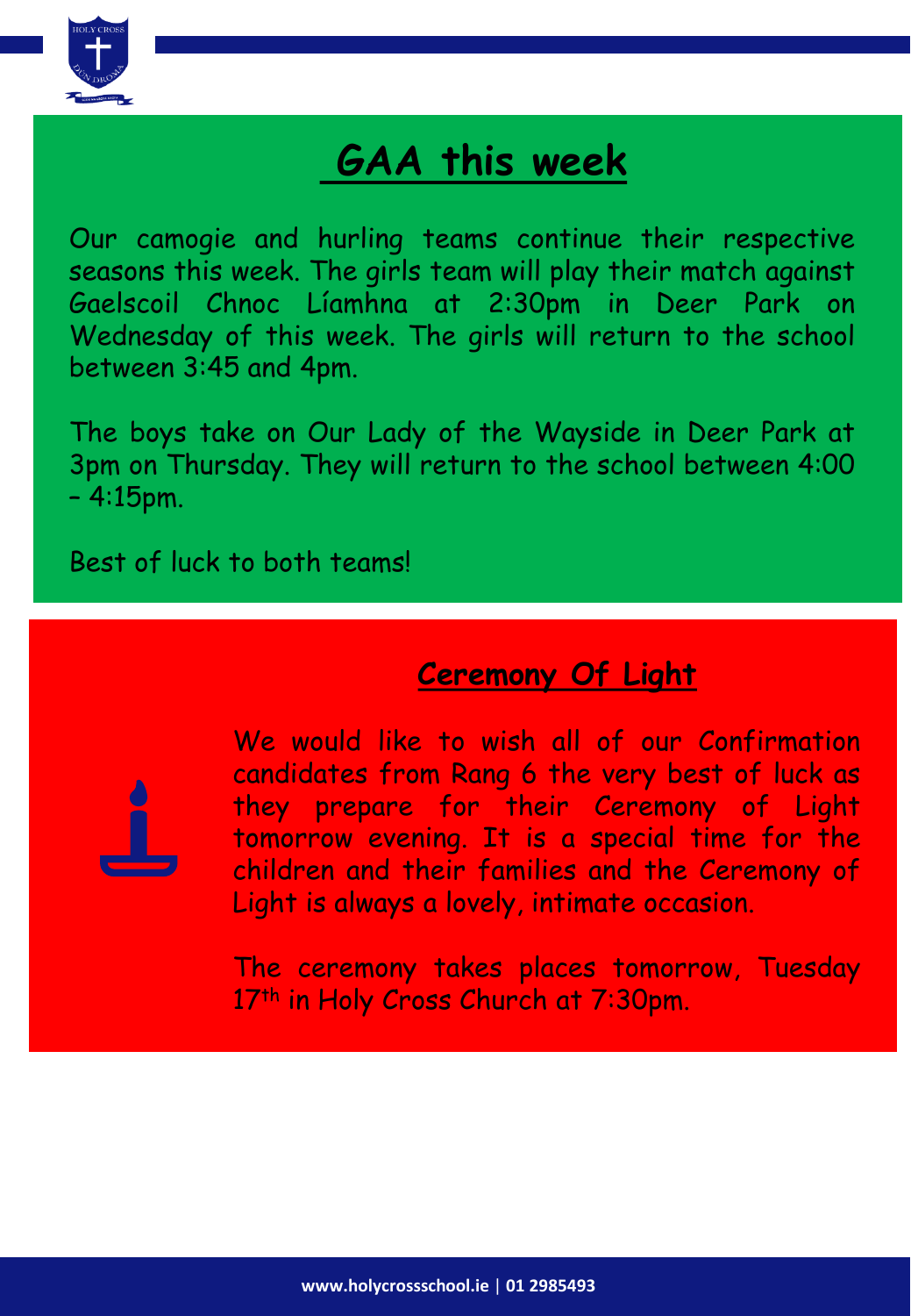## GAA this week

Our camogie and hurling teams continue their respective seasons this week. The girls team will play their match against Gaelscoil Chnoc Líamhna at 2:30pm in Deer Park on Wednesday of this week. The girls will return to the school between 3:45 and 4pm.

The boys take on Our Lady of the Wayside in Deer Park at 3pm on Thursday. They will return to the school between 4:00 – 4:15pm.

Best of luck to both teams!

## Ceremony Of Light

We would like to wish all of our Confirmation candidates from Rang 6 the very best of luck as they prepare for their Ceremony of Light tomorrow evening. It is a special time for the children and their families and the Ceremony of Light is always a lovely, intimate occasion.

The ceremony takes places tomorrow, Tuesday 17th in Holy Cross Church at 7:30pm.